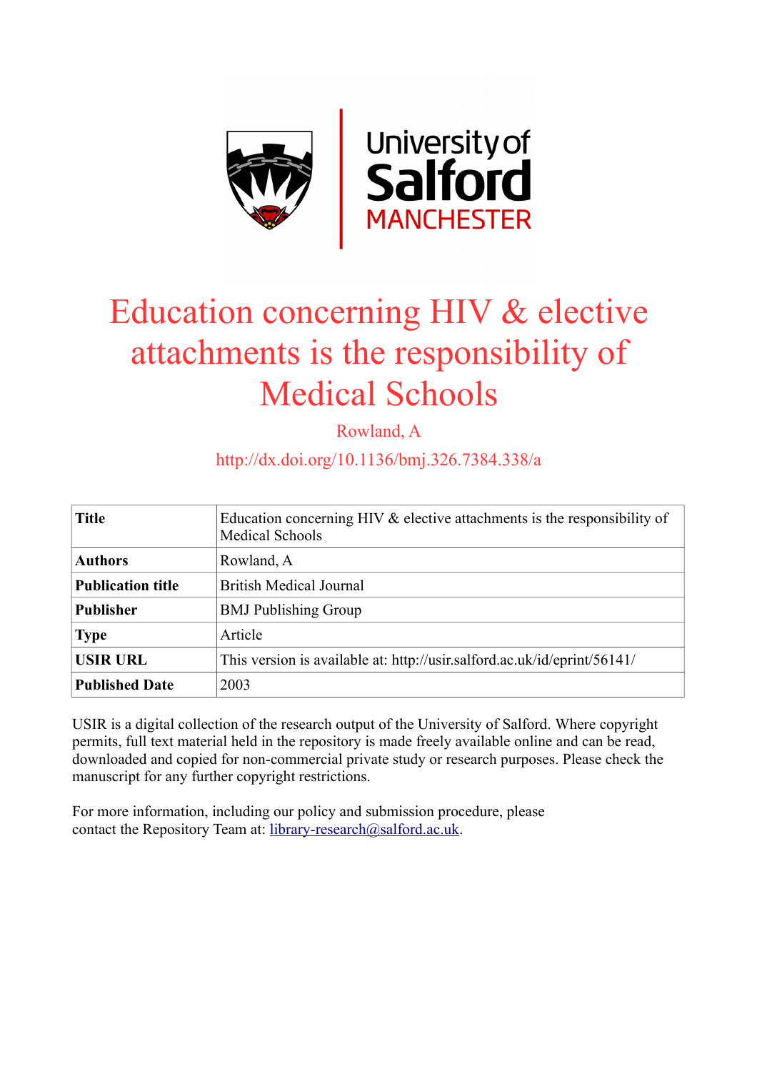# Education concerning HIV & elective attachments is the responsibility of Medical Schools

Rowland, A

http://dx.doi.org/10.1136/bmj.326.7384.338/a

| **Title** | Education concerning HIV & elective attachments is the responsibility of Medical Schools |
|---|---|
| **Authors** | Rowland, A |
| **Publication title** | British Medical Journal |
| **Publisher** | BMJ Publishing Group |
| **Type** | Article |
| **USIR URL** | This version is available at: http://usir.salford.ac.uk/id/eprint/56141/ |
| **Published Date** | 2003 |

USIR is a digital collection of the research output of the University of Salford. Where copyright permits, full text material held in the repository is made freely available online and can be read, downloaded and copied for non-commercial private study or research purposes. Please check the manuscript for any further copyright restrictions.

For more information, including our policy and submission procedure, please contact the Repository Team at: library-research@salford.ac.uk.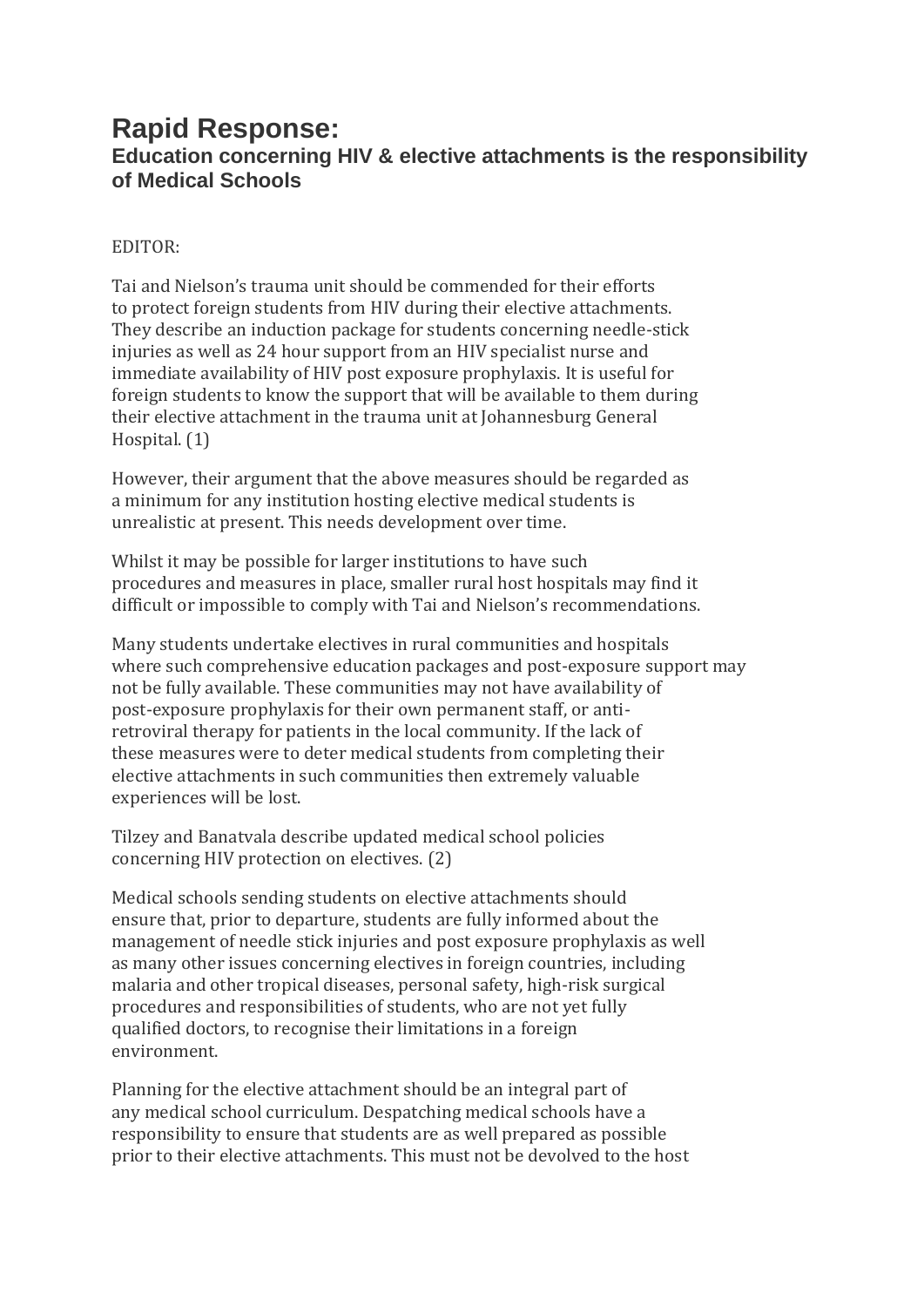# Rapid Response:

## Education concerning HIV & elective attachments is the responsibility of Medical Schools

EDITOR:

Tai and Nielson's trauma unit should be commended for their efforts to protect foreign students from HIV during their elective attachments. They describe an induction package for students concerning needle-stick injuries as well as 24 hour support from an HIV specialist nurse and immediate availability of HIV post exposure prophylaxis. It is useful for foreign students to know the support that will be available to them during their elective attachment in the trauma unit at Johannesburg General Hospital. (1)

However, their argument that the above measures should be regarded as a minimum for any institution hosting elective medical students is unrealistic at present. This needs development over time.

Whilst it may be possible for larger institutions to have such procedures and measures in place, smaller rural host hospitals may find it difficult or impossible to comply with Tai and Nielson's recommendations.

Many students undertake electives in rural communities and hospitals where such comprehensive education packages and post-exposure support may not be fully available. These communities may not have availability of post-exposure prophylaxis for their own permanent staff, or anti-retroviral therapy for patients in the local community. If the lack of these measures were to deter medical students from completing their elective attachments in such communities then extremely valuable experiences will be lost.

Tilzey and Banatvala describe updated medical school policies concerning HIV protection on electives. (2)

Medical schools sending students on elective attachments should ensure that, prior to departure, students are fully informed about the management of needle stick injuries and post exposure prophylaxis as well as many other issues concerning electives in foreign countries, including malaria and other tropical diseases, personal safety, high-risk surgical procedures and responsibilities of students, who are not yet fully qualified doctors, to recognise their limitations in a foreign environment.

Planning for the elective attachment should be an integral part of any medical school curriculum. Despatching medical schools have a responsibility to ensure that students are as well prepared as possible prior to their elective attachments. This must not be devolved to the host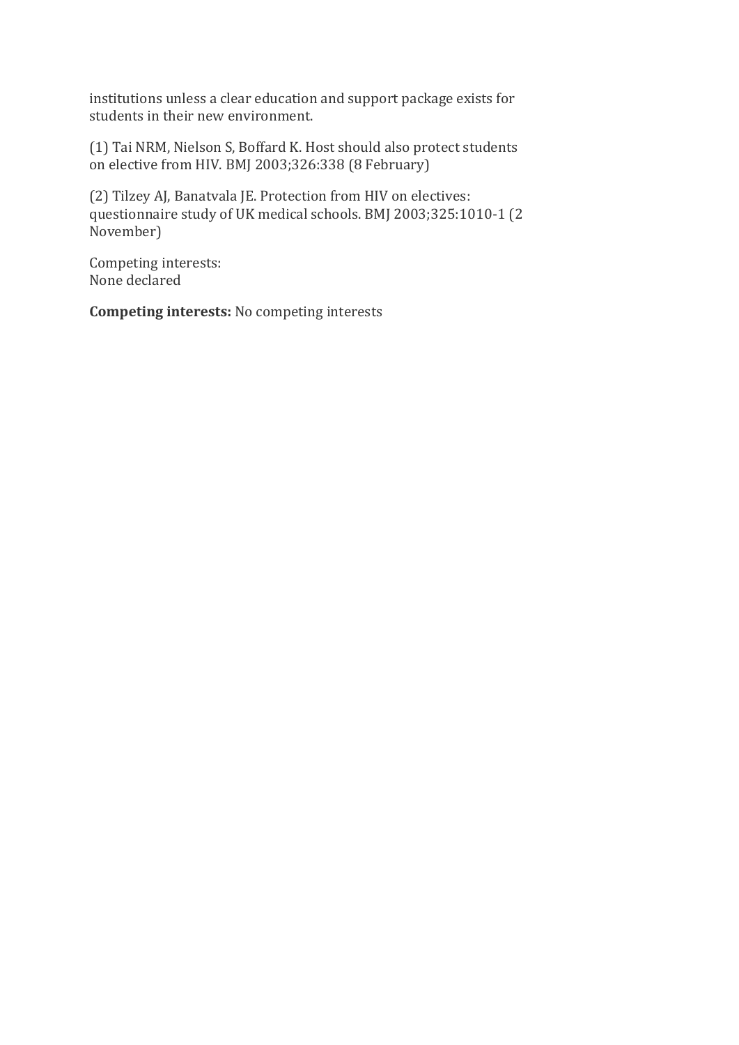institutions unless a clear education and support package exists for students in their new environment.

(1) Tai NRM, Nielson S, Boffard K. Host should also protect students on elective from HIV. BMJ 2003;326:338 (8 February)

(2) Tilzey AJ, Banatvala JE. Protection from HIV on electives: questionnaire study of UK medical schools. BMJ 2003;325:1010-1 (2 November)

Competing interests:
None declared

**Competing interests:** No competing interests